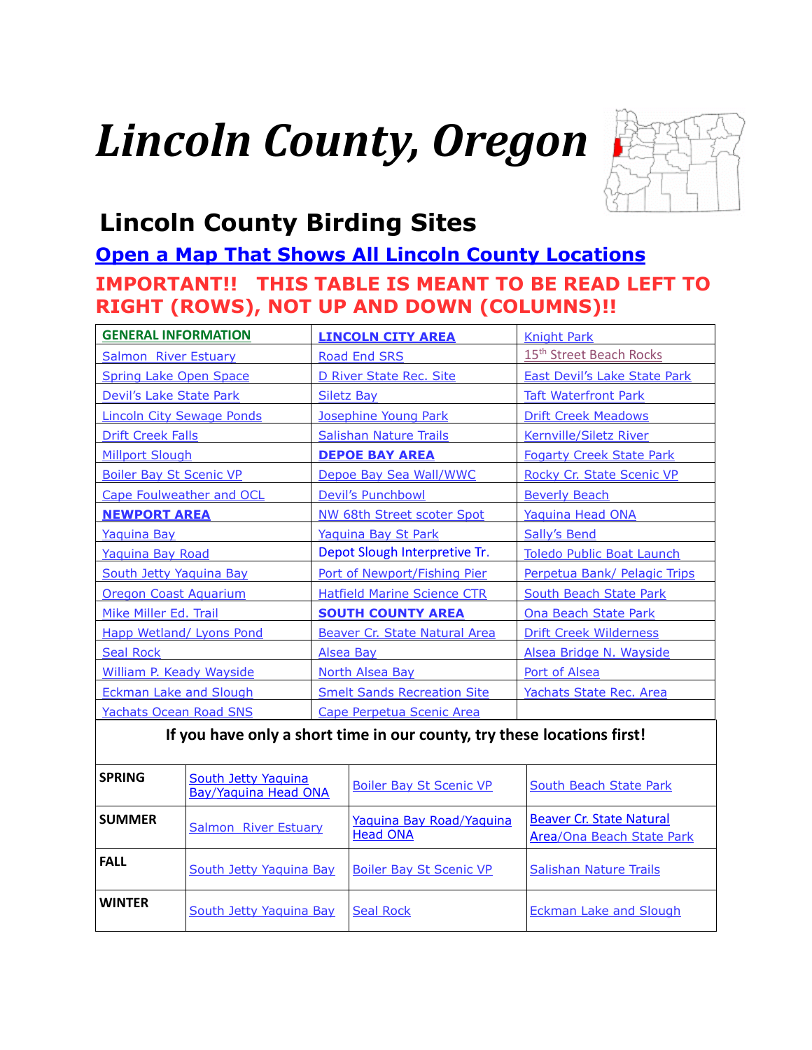# Lincoln County, Oregon

## Lincoln County Birding Sites

### Open a Map That Shows All Lincoln County Locations

**IMPORTANT!! THIS TABLE IS MEANT TO BE READ LEFT TO RIGHT (ROWS), NOT UP AND DOWN (COLUMNS)!!**

| | | |
|---|---|---|
| **GENERAL INFORMATION** | **LINCOLN CITY AREA** | Knight Park |
| Salmon River Estuary | Road End SRS | 15th Street Beach Rocks |
| Spring Lake Open Space | D River State Rec. Site | East Devil's Lake State Park |
| Devil's Lake State Park | Siletz Bay | Taft Waterfront Park |
| Lincoln City Sewage Ponds | Josephine Young Park | Drift Creek Meadows |
| Drift Creek Falls | Salishan Nature Trails | Kernville/Siletz River |
| Millport Slough | **DEPOE BAY AREA** | Fogarty Creek State Park |
| Boiler Bay St Scenic VP | Depoe Bay Sea Wall/WWC | Rocky Cr. State Scenic VP |
| Cape Foulweather and OCL | Devil's Punchbowl | Beverly Beach |
| **NEWPORT AREA** | NW 68th Street scoter Spot | Yaquina Head ONA |
| Yaquina Bay | Yaquina Bay St Park | Sally's Bend |
| Yaquina Bay Road | Depot Slough Interpretive Tr. | Toledo Public Boat Launch |
| South Jetty Yaquina Bay | Port of Newport/Fishing Pier | Perpetua Bank/ Pelagic Trips |
| Oregon Coast Aquarium | Hatfield Marine Science CTR | South Beach State Park |
| Mike Miller Ed. Trail | **SOUTH COUNTY AREA** | Ona Beach State Park |
| Happ Wetland/ Lyons Pond | Beaver Cr. State Natural Area | Drift Creek Wilderness |
| Seal Rock | Alsea Bay | Alsea Bridge N. Wayside |
| William P. Keady Wayside | North Alsea Bay | Port of Alsea |
| Eckman Lake and Slough | Smelt Sands Recreation Site | Yachats State Rec. Area |
| Yachats Ocean Road SNS | Cape Perpetua Scenic Area | |

**If you have only a short time in our county, try these locations first!**

| | | | |
|---|---|---|---|
| **SPRING** | South Jetty Yaquina Bay/Yaquina Head ONA | Boiler Bay St Scenic VP | South Beach State Park |
| **SUMMER** | Salmon River Estuary | Yaquina Bay Road/Yaquina Head ONA | Beaver Cr. State Natural Area/Ona Beach State Park |
| **FALL** | South Jetty Yaquina Bay | Boiler Bay St Scenic VP | Salishan Nature Trails |
| **WINTER** | South Jetty Yaquina Bay | Seal Rock | Eckman Lake and Slough |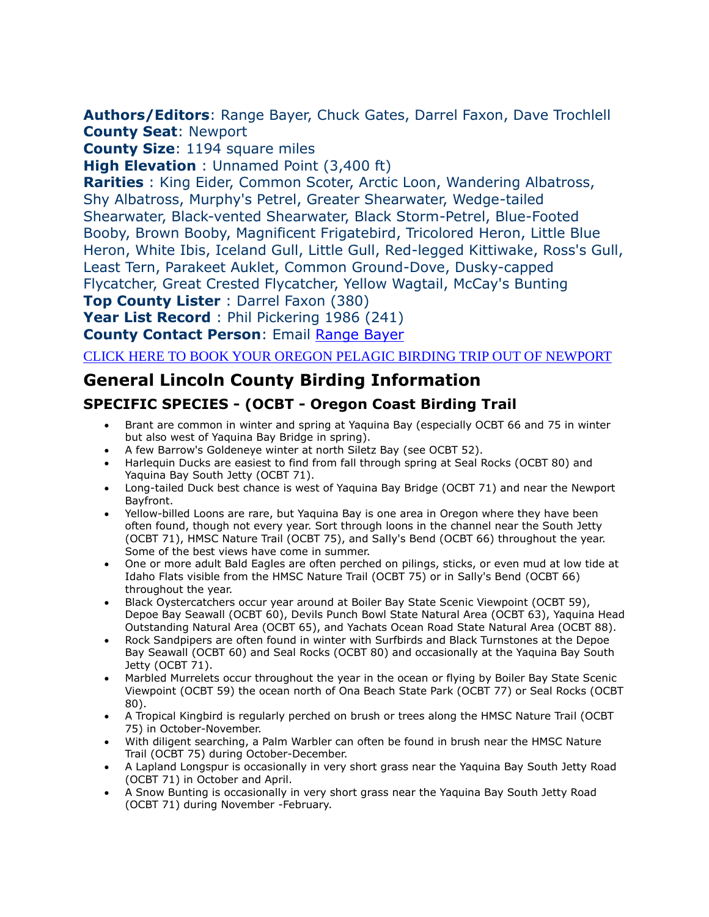**Authors/Editors**: Range Bayer, Chuck Gates, Darrel Faxon, Dave Trochlell
**County Seat**: Newport
**County Size**: 1194 square miles
**High Elevation** : Unnamed Point (3,400 ft)
**Rarities** : King Eider, Common Scoter, Arctic Loon, Wandering Albatross, Shy Albatross, Murphy's Petrel, Greater Shearwater, Wedge-tailed Shearwater, Black-vented Shearwater, Black Storm-Petrel, Blue-Footed Booby, Brown Booby, Magnificent Frigatebird, Tricolored Heron, Little Blue Heron, White Ibis, Iceland Gull, Little Gull, Red-legged Kittiwake, Ross's Gull, Least Tern, Parakeet Auklet, Common Ground-Dove, Dusky-capped Flycatcher, Great Crested Flycatcher, Yellow Wagtail, McCay's Bunting
**Top County Lister** : Darrel Faxon (380)
**Year List Record** : Phil Pickering 1986 (241)
**County Contact Person**: Email Range Bayer

CLICK HERE TO BOOK YOUR OREGON PELAGIC BIRDING TRIP OUT OF NEWPORT

## General Lincoln County Birding Information

### SPECIFIC SPECIES - (OCBT - Oregon Coast Birding Trail

- Brant are common in winter and spring at Yaquina Bay (especially OCBT 66 and 75 in winter but also west of Yaquina Bay Bridge in spring).
- A few Barrow's Goldeneye winter at north Siletz Bay (see OCBT 52).
- Harlequin Ducks are easiest to find from fall through spring at Seal Rocks (OCBT 80) and Yaquina Bay South Jetty (OCBT 71).
- Long-tailed Duck best chance is west of Yaquina Bay Bridge (OCBT 71) and near the Newport Bayfront.
- Yellow-billed Loons are rare, but Yaquina Bay is one area in Oregon where they have been often found, though not every year. Sort through loons in the channel near the South Jetty (OCBT 71), HMSC Nature Trail (OCBT 75), and Sally's Bend (OCBT 66) throughout the year. Some of the best views have come in summer.
- One or more adult Bald Eagles are often perched on pilings, sticks, or even mud at low tide at Idaho Flats visible from the HMSC Nature Trail (OCBT 75) or in Sally's Bend (OCBT 66) throughout the year.
- Black Oystercatchers occur year around at Boiler Bay State Scenic Viewpoint (OCBT 59), Depoe Bay Seawall (OCBT 60), Devils Punch Bowl State Natural Area (OCBT 63), Yaquina Head Outstanding Natural Area (OCBT 65), and Yachats Ocean Road State Natural Area (OCBT 88).
- Rock Sandpipers are often found in winter with Surfbirds and Black Turnstones at the Depoe Bay Seawall (OCBT 60) and Seal Rocks (OCBT 80) and occasionally at the Yaquina Bay South Jetty (OCBT 71).
- Marbled Murrelets occur throughout the year in the ocean or flying by Boiler Bay State Scenic Viewpoint (OCBT 59) the ocean north of Ona Beach State Park (OCBT 77) or Seal Rocks (OCBT 80).
- A Tropical Kingbird is regularly perched on brush or trees along the HMSC Nature Trail (OCBT 75) in October-November.
- With diligent searching, a Palm Warbler can often be found in brush near the HMSC Nature Trail (OCBT 75) during October-December.
- A Lapland Longspur is occasionally in very short grass near the Yaquina Bay South Jetty Road (OCBT 71) in October and April.
- A Snow Bunting is occasionally in very short grass near the Yaquina Bay South Jetty Road (OCBT 71) during November -February.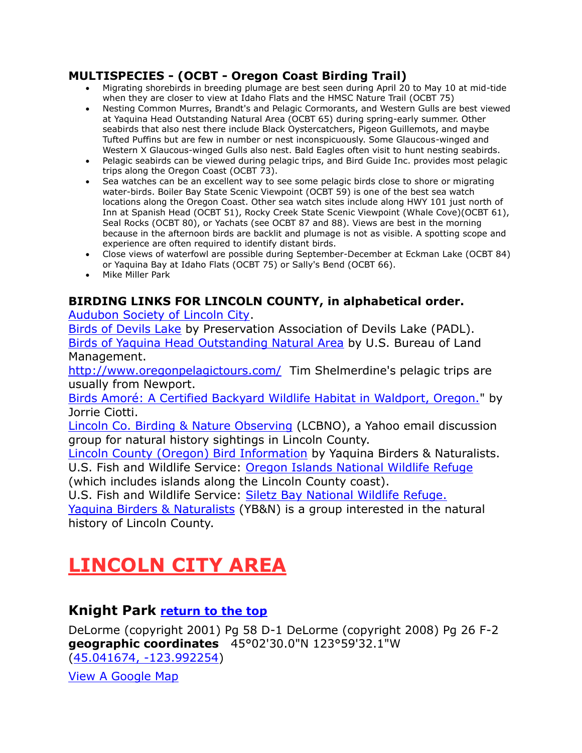### MULTISPECIES - (OCBT - Oregon Coast Birding Trail)

- Migrating shorebirds in breeding plumage are best seen during April 20 to May 10 at mid-tide when they are closer to view at Idaho Flats and the HMSC Nature Trail (OCBT 75)
- Nesting Common Murres, Brandt's and Pelagic Cormorants, and Western Gulls are best viewed at Yaquina Head Outstanding Natural Area (OCBT 65) during spring-early summer. Other seabirds that also nest there include Black Oystercatchers, Pigeon Guillemots, and maybe Tufted Puffins but are few in number or nest inconspicuously. Some Glaucous-winged and Western X Glaucous-winged Gulls also nest. Bald Eagles often visit to hunt nesting seabirds.
- Pelagic seabirds can be viewed during pelagic trips, and Bird Guide Inc. provides most pelagic trips along the Oregon Coast (OCBT 73).
- Sea watches can be an excellent way to see some pelagic birds close to shore or migrating water-birds. Boiler Bay State Scenic Viewpoint (OCBT 59) is one of the best sea watch locations along the Oregon Coast. Other sea watch sites include along HWY 101 just north of Inn at Spanish Head (OCBT 51), Rocky Creek State Scenic Viewpoint (Whale Cove)(OCBT 61), Seal Rocks (OCBT 80), or Yachats (see OCBT 87 and 88). Views are best in the morning because in the afternoon birds are backlit and plumage is not as visible. A spotting scope and experience are often required to identify distant birds.
- Close views of waterfowl are possible during September-December at Eckman Lake (OCBT 84) or Yaquina Bay at Idaho Flats (OCBT 75) or Sally's Bend (OCBT 66).
- Mike Miller Park

### BIRDING LINKS FOR LINCOLN COUNTY, in alphabetical order.

Audubon Society of Lincoln City.
Birds of Devils Lake by Preservation Association of Devils Lake (PADL).
Birds of Yaquina Head Outstanding Natural Area by U.S. Bureau of Land Management.
http://www.oregonpelagictours.com/ Tim Shelmerdine's pelagic trips are usually from Newport.
Birds Amoré: A Certified Backyard Wildlife Habitat in Waldport, Oregon." by Jorrie Ciotti.
Lincoln Co. Birding & Nature Observing (LCBNO), a Yahoo email discussion group for natural history sightings in Lincoln County.
Lincoln County (Oregon) Bird Information by Yaquina Birders & Naturalists.
U.S. Fish and Wildlife Service: Oregon Islands National Wildlife Refuge (which includes islands along the Lincoln County coast).
U.S. Fish and Wildlife Service: Siletz Bay National Wildlife Refuge.
Yaquina Birders & Naturalists (YB&N) is a group interested in the natural history of Lincoln County.

# LINCOLN CITY AREA

## Knight Park return to the top

DeLorme (copyright 2001) Pg 58 D-1 DeLorme (copyright 2008) Pg 26 F-2
**geographic coordinates** 45°02'30.0"N 123°59'32.1"W
(45.041674, -123.992254)

View A Google Map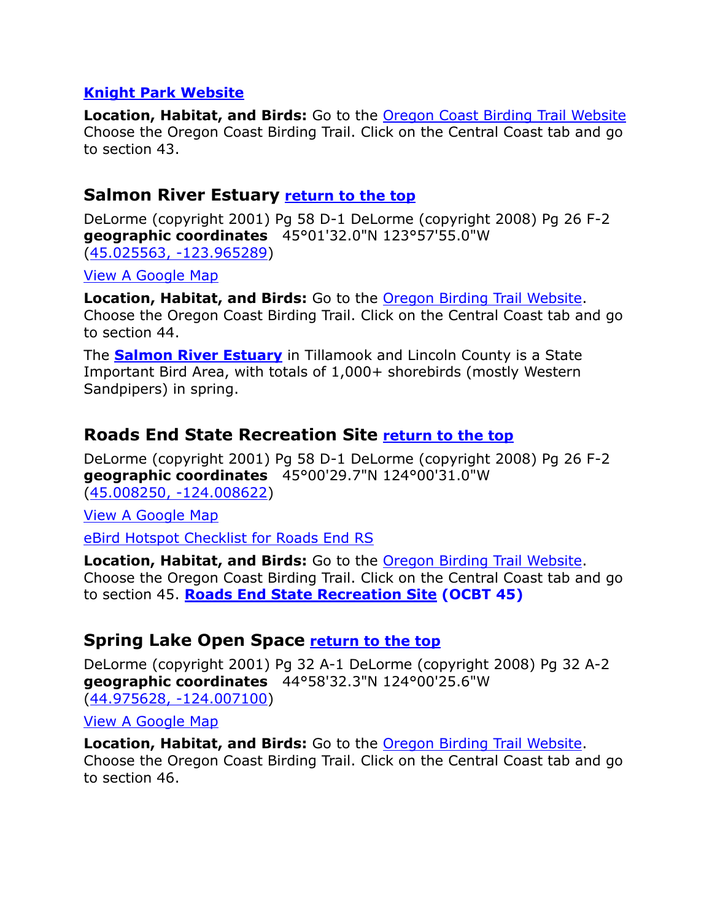**Knight Park Website**

**Location, Habitat, and Birds:** Go to the Oregon Coast Birding Trail Website Choose the Oregon Coast Birding Trail. Click on the Central Coast tab and go to section 43.

## Salmon River Estuary return to the top

DeLorme (copyright 2001) Pg 58 D-1 DeLorme (copyright 2008) Pg 26 F-2
**geographic coordinates** 45°01'32.0"N 123°57'55.0"W
(45.025563, -123.965289)

View A Google Map

**Location, Habitat, and Birds:** Go to the Oregon Birding Trail Website. Choose the Oregon Coast Birding Trail. Click on the Central Coast tab and go to section 44.

The **Salmon River Estuary** in Tillamook and Lincoln County is a State Important Bird Area, with totals of 1,000+ shorebirds (mostly Western Sandpipers) in spring.

## Roads End State Recreation Site return to the top

DeLorme (copyright 2001) Pg 58 D-1 DeLorme (copyright 2008) Pg 26 F-2
**geographic coordinates** 45°00'29.7"N 124°00'31.0"W
(45.008250, -124.008622)

View A Google Map

eBird Hotspot Checklist for Roads End RS

**Location, Habitat, and Birds:** Go to the Oregon Birding Trail Website. Choose the Oregon Coast Birding Trail. Click on the Central Coast tab and go to section 45. **Roads End State Recreation Site (OCBT 45)**

## Spring Lake Open Space return to the top

DeLorme (copyright 2001) Pg 32 A-1 DeLorme (copyright 2008) Pg 32 A-2
**geographic coordinates** 44°58'32.3"N 124°00'25.6"W
(44.975628, -124.007100)

View A Google Map

**Location, Habitat, and Birds:** Go to the Oregon Birding Trail Website. Choose the Oregon Coast Birding Trail. Click on the Central Coast tab and go to section 46.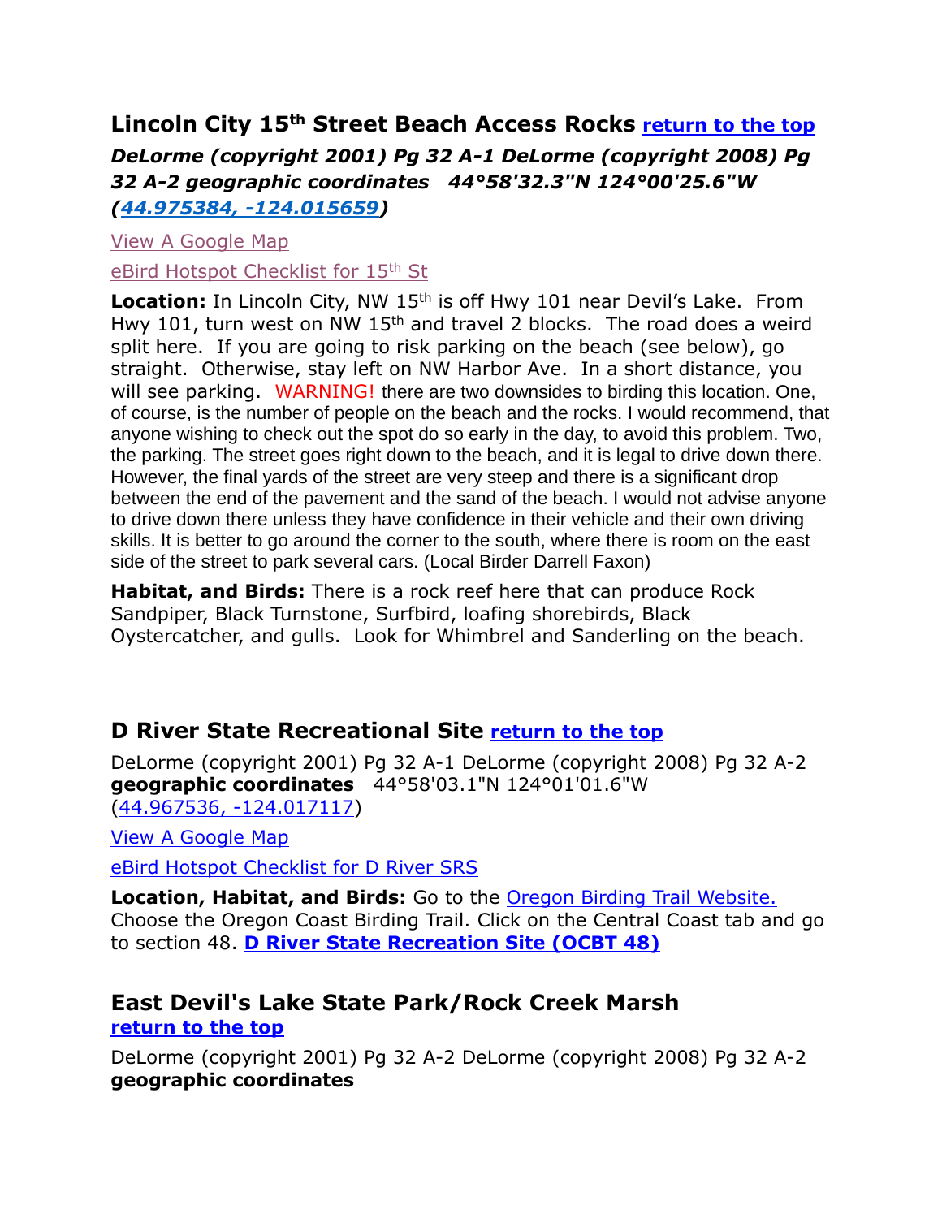## Lincoln City 15th Street Beach Access Rocks [return to the top]

***DeLorme (copyright 2001) Pg 32 A-1 DeLorme (copyright 2008) Pg 32 A-2 geographic coordinates 44°58'32.3"N 124°00'25.6"W (44.975384, -124.015659)***

View A Google Map

eBird Hotspot Checklist for 15th St

**Location:** In Lincoln City, NW 15th is off Hwy 101 near Devil's Lake. From Hwy 101, turn west on NW 15th and travel 2 blocks. The road does a weird split here. If you are going to risk parking on the beach (see below), go straight. Otherwise, stay left on NW Harbor Ave. In a short distance, you will see parking. WARNING! there are two downsides to birding this location. One, of course, is the number of people on the beach and the rocks. I would recommend, that anyone wishing to check out the spot do so early in the day, to avoid this problem. Two, the parking. The street goes right down to the beach, and it is legal to drive down there. However, the final yards of the street are very steep and there is a significant drop between the end of the pavement and the sand of the beach. I would not advise anyone to drive down there unless they have confidence in their vehicle and their own driving skills. It is better to go around the corner to the south, where there is room on the east side of the street to park several cars. (Local Birder Darrell Faxon)

**Habitat, and Birds:** There is a rock reef here that can produce Rock Sandpiper, Black Turnstone, Surfbird, loafing shorebirds, Black Oystercatcher, and gulls. Look for Whimbrel and Sanderling on the beach.

## D River State Recreational Site [return to the top]

DeLorme (copyright 2001) Pg 32 A-1 DeLorme (copyright 2008) Pg 32 A-2 **geographic coordinates** 44°58'03.1"N 124°01'01.6"W (44.967536, -124.017117)

View A Google Map

eBird Hotspot Checklist for D River SRS

**Location, Habitat, and Birds:** Go to the Oregon Birding Trail Website. Choose the Oregon Coast Birding Trail. Click on the Central Coast tab and go to section 48. **D River State Recreation Site (OCBT 48)**

## East Devil's Lake State Park/Rock Creek Marsh

**return to the top**

DeLorme (copyright 2001) Pg 32 A-2 DeLorme (copyright 2008) Pg 32 A-2 **geographic coordinates**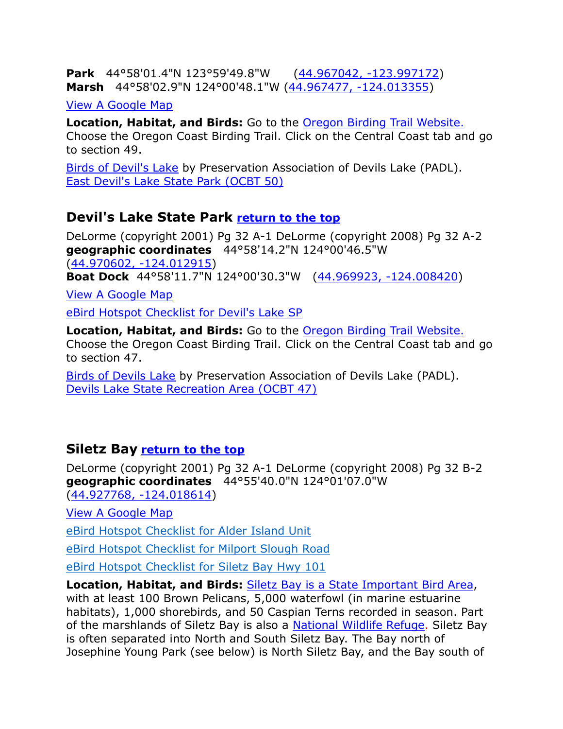**Park** 44°58'01.4"N 123°59'49.8"W (44.967042, -123.997172)
**Marsh** 44°58'02.9"N 124°00'48.1"W (44.967477, -124.013355)

View A Google Map

**Location, Habitat, and Birds:** Go to the Oregon Birding Trail Website. Choose the Oregon Coast Birding Trail. Click on the Central Coast tab and go to section 49.

Birds of Devil's Lake by Preservation Association of Devils Lake (PADL).
East Devil's Lake State Park (OCBT 50)

## Devil's Lake State Park return to the top

DeLorme (copyright 2001) Pg 32 A-1 DeLorme (copyright 2008) Pg 32 A-2
**geographic coordinates** 44°58'14.2"N 124°00'46.5"W
(44.970602, -124.012915)
**Boat Dock** 44°58'11.7"N 124°00'30.3"W (44.969923, -124.008420)

View A Google Map

eBird Hotspot Checklist for Devil's Lake SP

**Location, Habitat, and Birds:** Go to the Oregon Birding Trail Website. Choose the Oregon Coast Birding Trail. Click on the Central Coast tab and go to section 47.

Birds of Devils Lake by Preservation Association of Devils Lake (PADL).
Devils Lake State Recreation Area (OCBT 47)

## Siletz Bay return to the top

DeLorme (copyright 2001) Pg 32 A-1 DeLorme (copyright 2008) Pg 32 B-2
**geographic coordinates** 44°55'40.0"N 124°01'07.0"W
(44.927768, -124.018614)

View A Google Map

eBird Hotspot Checklist for Alder Island Unit

eBird Hotspot Checklist for Milport Slough Road

eBird Hotspot Checklist for Siletz Bay Hwy 101

**Location, Habitat, and Birds:** Siletz Bay is a State Important Bird Area, with at least 100 Brown Pelicans, 5,000 waterfowl (in marine estuarine habitats), 1,000 shorebirds, and 50 Caspian Terns recorded in season. Part of the marshlands of Siletz Bay is also a National Wildlife Refuge. Siletz Bay is often separated into North and South Siletz Bay. The Bay north of Josephine Young Park (see below) is North Siletz Bay, and the Bay south of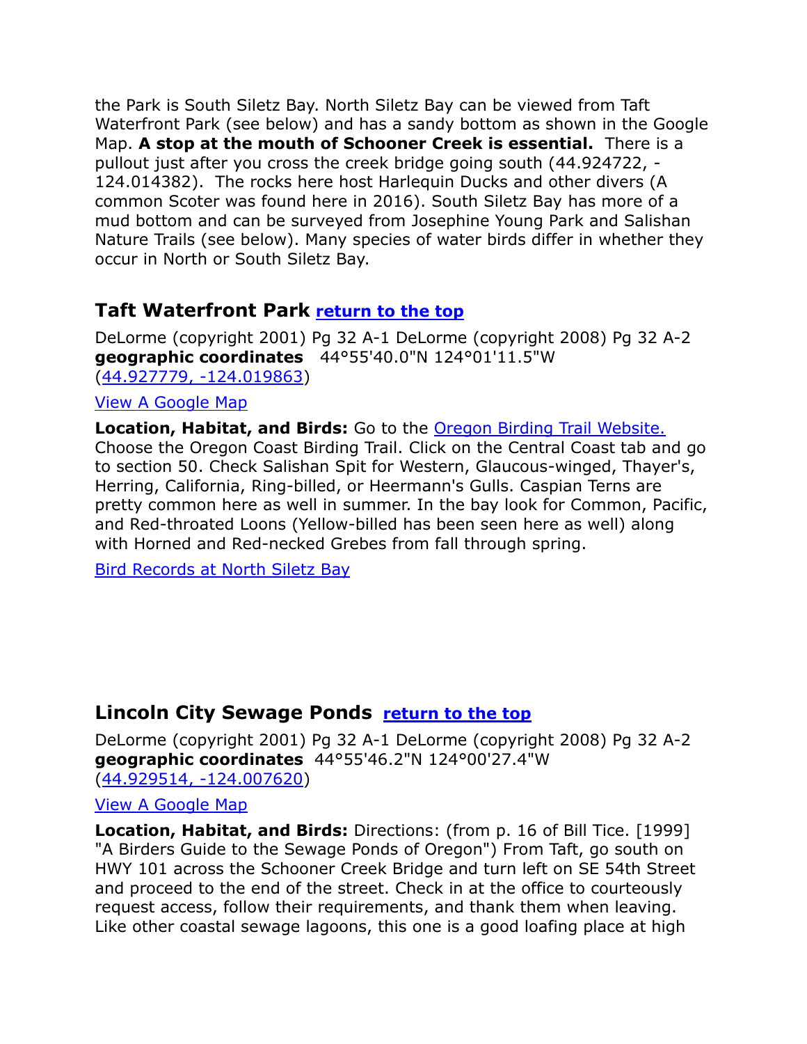the Park is South Siletz Bay. North Siletz Bay can be viewed from Taft Waterfront Park (see below) and has a sandy bottom as shown in the Google Map. **A stop at the mouth of Schooner Creek is essential.** There is a pullout just after you cross the creek bridge going south (44.924722, -124.014382). The rocks here host Harlequin Ducks and other divers (A common Scoter was found here in 2016). South Siletz Bay has more of a mud bottom and can be surveyed from Josephine Young Park and Salishan Nature Trails (see below). Many species of water birds differ in whether they occur in North or South Siletz Bay.

## Taft Waterfront Park [return to the top]

DeLorme (copyright 2001) Pg 32 A-1 DeLorme (copyright 2008) Pg 32 A-2
**geographic coordinates** 44°55'40.0"N 124°01'11.5"W
([44.927779, -124.019863])

[View A Google Map]

**Location, Habitat, and Birds:** Go to the [Oregon Birding Trail Website.] Choose the Oregon Coast Birding Trail. Click on the Central Coast tab and go to section 50. Check Salishan Spit for Western, Glaucous-winged, Thayer's, Herring, California, Ring-billed, or Heermann's Gulls. Caspian Terns are pretty common here as well in summer. In the bay look for Common, Pacific, and Red-throated Loons (Yellow-billed has been seen here as well) along with Horned and Red-necked Grebes from fall through spring.

[Bird Records at North Siletz Bay]

## Lincoln City Sewage Ponds [return to the top]

DeLorme (copyright 2001) Pg 32 A-1 DeLorme (copyright 2008) Pg 32 A-2
**geographic coordinates** 44°55'46.2"N 124°00'27.4"W
([44.929514, -124.007620])

[View A Google Map]

**Location, Habitat, and Birds:** Directions: (from p. 16 of Bill Tice. [1999] "A Birders Guide to the Sewage Ponds of Oregon") From Taft, go south on HWY 101 across the Schooner Creek Bridge and turn left on SE 54th Street and proceed to the end of the street. Check in at the office to courteously request access, follow their requirements, and thank them when leaving. Like other coastal sewage lagoons, this one is a good loafing place at high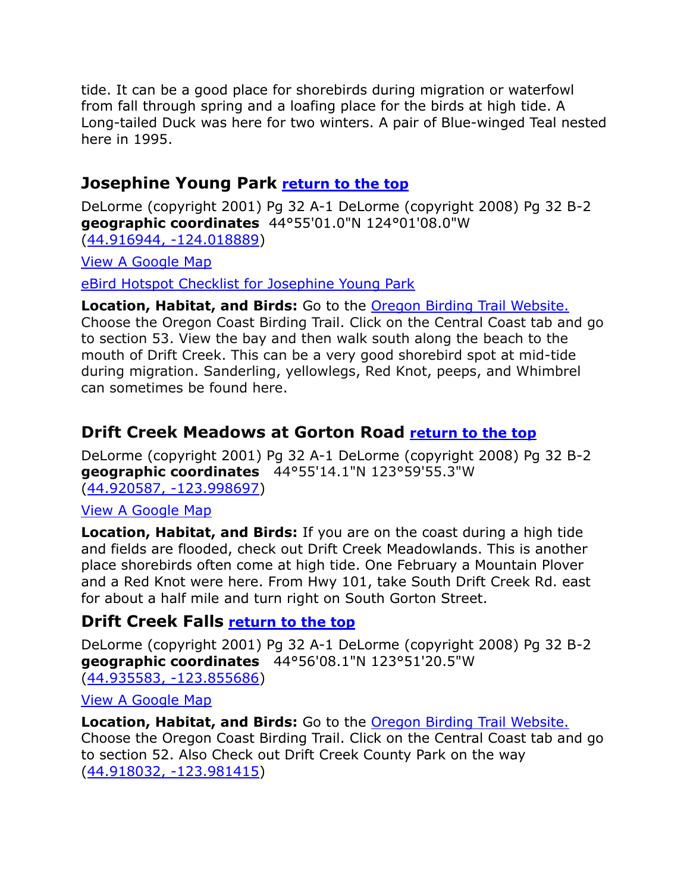tide. It can be a good place for shorebirds during migration or waterfowl from fall through spring and a loafing place for the birds at high tide. A Long-tailed Duck was here for two winters. A pair of Blue-winged Teal nested here in 1995.

## Josephine Young Park [return to the top]

DeLorme (copyright 2001) Pg 32 A-1 DeLorme (copyright 2008) Pg 32 B-2
**geographic coordinates** 44°55'01.0"N 124°01'08.0"W
(44.916944, -124.018889)

View A Google Map

eBird Hotspot Checklist for Josephine Young Park

**Location, Habitat, and Birds:** Go to the Oregon Birding Trail Website. Choose the Oregon Coast Birding Trail. Click on the Central Coast tab and go to section 53. View the bay and then walk south along the beach to the mouth of Drift Creek. This can be a very good shorebird spot at mid-tide during migration. Sanderling, yellowlegs, Red Knot, peeps, and Whimbrel can sometimes be found here.

## Drift Creek Meadows at Gorton Road [return to the top]

DeLorme (copyright 2001) Pg 32 A-1 DeLorme (copyright 2008) Pg 32 B-2
**geographic coordinates** 44°55'14.1"N 123°59'55.3"W
(44.920587, -123.998697)

View A Google Map

**Location, Habitat, and Birds:** If you are on the coast during a high tide and fields are flooded, check out Drift Creek Meadowlands. This is another place shorebirds often come at high tide. One February a Mountain Plover and a Red Knot were here. From Hwy 101, take South Drift Creek Rd. east for about a half mile and turn right on South Gorton Street.

## Drift Creek Falls [return to the top]

DeLorme (copyright 2001) Pg 32 A-1 DeLorme (copyright 2008) Pg 32 B-2
**geographic coordinates** 44°56'08.1"N 123°51'20.5"W
(44.935583, -123.855686)

View A Google Map

**Location, Habitat, and Birds:** Go to the Oregon Birding Trail Website. Choose the Oregon Coast Birding Trail. Click on the Central Coast tab and go to section 52. Also Check out Drift Creek County Park on the way (44.918032, -123.981415)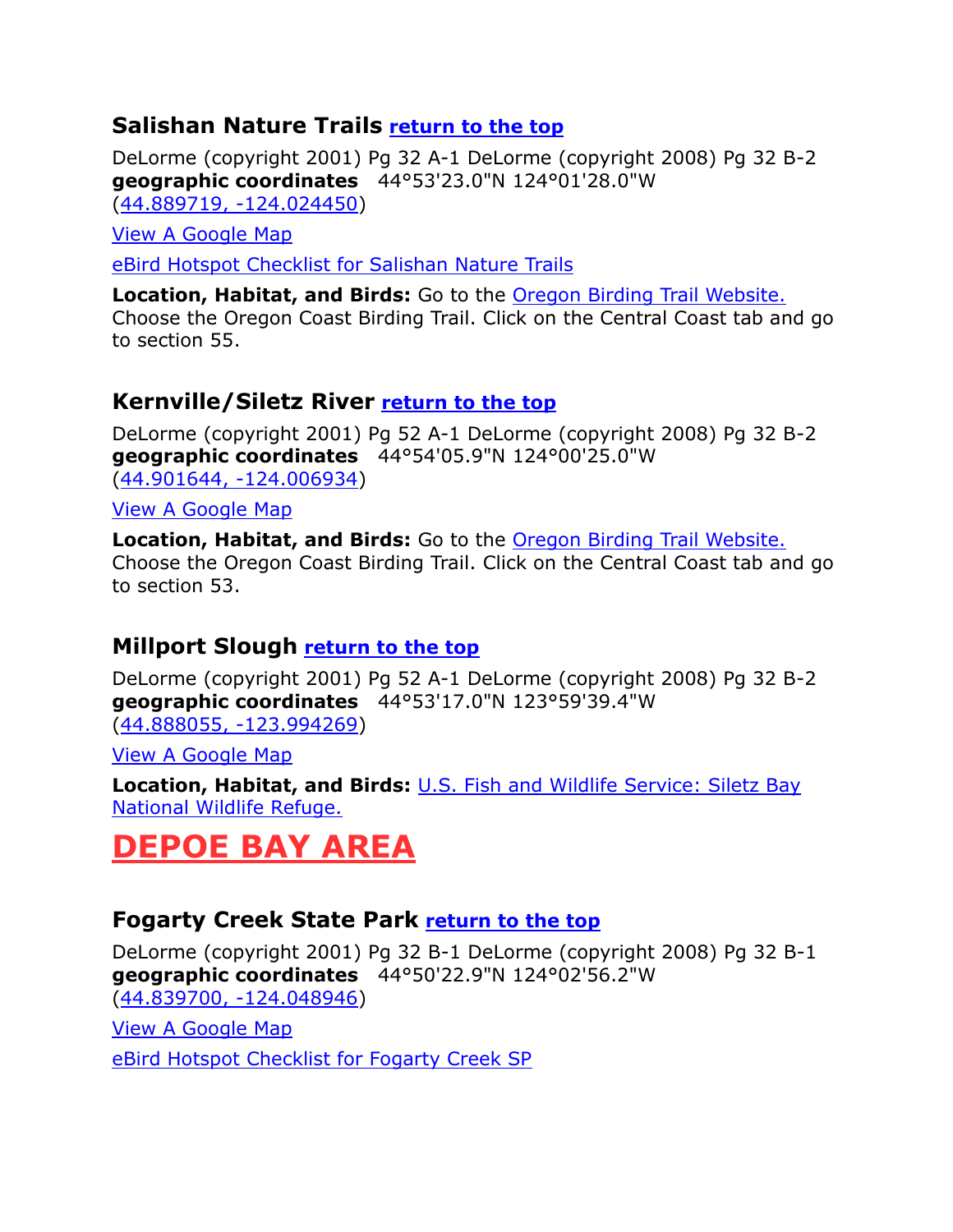### Salishan Nature Trails [return to the top]

DeLorme (copyright 2001) Pg 32 A-1 DeLorme (copyright 2008) Pg 32 B-2
**geographic coordinates** 44°53'23.0"N 124°01'28.0"W
(44.889719, -124.024450)

View A Google Map

eBird Hotspot Checklist for Salishan Nature Trails

**Location, Habitat, and Birds:** Go to the Oregon Birding Trail Website. Choose the Oregon Coast Birding Trail. Click on the Central Coast tab and go to section 55.

### Kernville/Siletz River [return to the top]

DeLorme (copyright 2001) Pg 52 A-1 DeLorme (copyright 2008) Pg 32 B-2
**geographic coordinates** 44°54'05.9"N 124°00'25.0"W
(44.901644, -124.006934)

View A Google Map

**Location, Habitat, and Birds:** Go to the Oregon Birding Trail Website. Choose the Oregon Coast Birding Trail. Click on the Central Coast tab and go to section 53.

### Millport Slough [return to the top]

DeLorme (copyright 2001) Pg 52 A-1 DeLorme (copyright 2008) Pg 32 B-2
**geographic coordinates** 44°53'17.0"N 123°59'39.4"W
(44.888055, -123.994269)

View A Google Map

**Location, Habitat, and Birds:** U.S. Fish and Wildlife Service: Siletz Bay National Wildlife Refuge.

## DEPOE BAY AREA

### Fogarty Creek State Park [return to the top]

DeLorme (copyright 2001) Pg 32 B-1 DeLorme (copyright 2008) Pg 32 B-1
**geographic coordinates** 44°50'22.9"N 124°02'56.2"W
(44.839700, -124.048946)

View A Google Map

eBird Hotspot Checklist for Fogarty Creek SP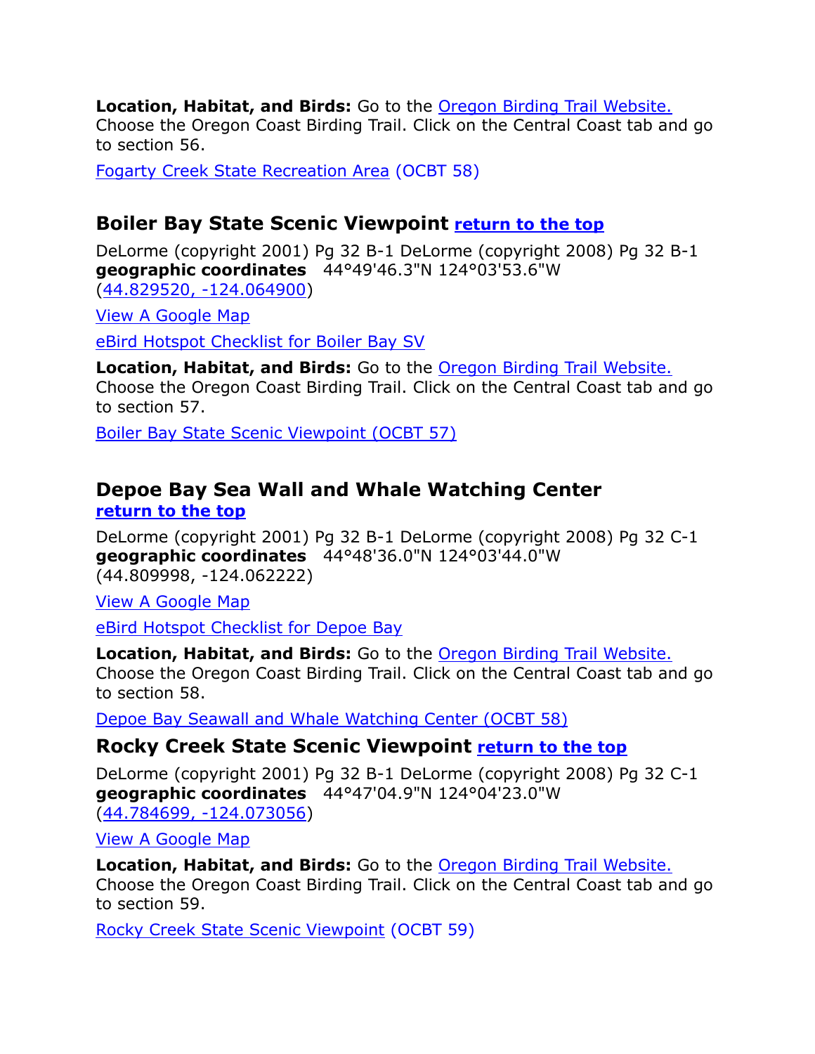**Location, Habitat, and Birds:** Go to the Oregon Birding Trail Website. Choose the Oregon Coast Birding Trail. Click on the Central Coast tab and go to section 56.

Fogarty Creek State Recreation Area (OCBT 58)

## Boiler Bay State Scenic Viewpoint return to the top

DeLorme (copyright 2001) Pg 32 B-1 DeLorme (copyright 2008) Pg 32 B-1
**geographic coordinates** 44°49'46.3"N 124°03'53.6"W
(44.829520, -124.064900)

View A Google Map

eBird Hotspot Checklist for Boiler Bay SV

**Location, Habitat, and Birds:** Go to the Oregon Birding Trail Website. Choose the Oregon Coast Birding Trail. Click on the Central Coast tab and go to section 57.

Boiler Bay State Scenic Viewpoint (OCBT 57)

## Depoe Bay Sea Wall and Whale Watching Center return to the top

DeLorme (copyright 2001) Pg 32 B-1 DeLorme (copyright 2008) Pg 32 C-1
**geographic coordinates** 44°48'36.0"N 124°03'44.0"W
(44.809998, -124.062222)

View A Google Map

eBird Hotspot Checklist for Depoe Bay

**Location, Habitat, and Birds:** Go to the Oregon Birding Trail Website. Choose the Oregon Coast Birding Trail. Click on the Central Coast tab and go to section 58.

Depoe Bay Seawall and Whale Watching Center (OCBT 58)

## Rocky Creek State Scenic Viewpoint return to the top

DeLorme (copyright 2001) Pg 32 B-1 DeLorme (copyright 2008) Pg 32 C-1
**geographic coordinates** 44°47'04.9"N 124°04'23.0"W
(44.784699, -124.073056)

View A Google Map

**Location, Habitat, and Birds:** Go to the Oregon Birding Trail Website. Choose the Oregon Coast Birding Trail. Click on the Central Coast tab and go to section 59.

Rocky Creek State Scenic Viewpoint (OCBT 59)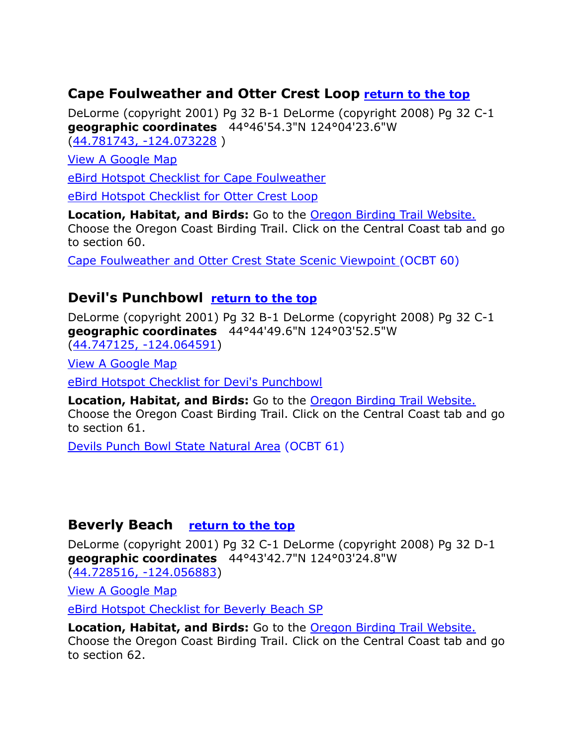## Cape Foulweather and Otter Crest Loop return to the top

DeLorme (copyright 2001) Pg 32 B-1 DeLorme (copyright 2008) Pg 32 C-1
**geographic coordinates** 44°46'54.3"N 124°04'23.6"W
(44.781743, -124.073228 )

View A Google Map

eBird Hotspot Checklist for Cape Foulweather

eBird Hotspot Checklist for Otter Crest Loop

**Location, Habitat, and Birds:** Go to the Oregon Birding Trail Website. Choose the Oregon Coast Birding Trail. Click on the Central Coast tab and go to section 60.

Cape Foulweather and Otter Crest State Scenic Viewpoint (OCBT 60)

## Devil's Punchbowl return to the top

DeLorme (copyright 2001) Pg 32 B-1 DeLorme (copyright 2008) Pg 32 C-1
**geographic coordinates** 44°44'49.6"N 124°03'52.5"W
(44.747125, -124.064591)

View A Google Map

eBird Hotspot Checklist for Devi's Punchbowl

**Location, Habitat, and Birds:** Go to the Oregon Birding Trail Website. Choose the Oregon Coast Birding Trail. Click on the Central Coast tab and go to section 61.

Devils Punch Bowl State Natural Area (OCBT 61)

## Beverly Beach return to the top

DeLorme (copyright 2001) Pg 32 C-1 DeLorme (copyright 2008) Pg 32 D-1
**geographic coordinates** 44°43'42.7"N 124°03'24.8"W
(44.728516, -124.056883)

View A Google Map

eBird Hotspot Checklist for Beverly Beach SP

**Location, Habitat, and Birds:** Go to the Oregon Birding Trail Website. Choose the Oregon Coast Birding Trail. Click on the Central Coast tab and go to section 62.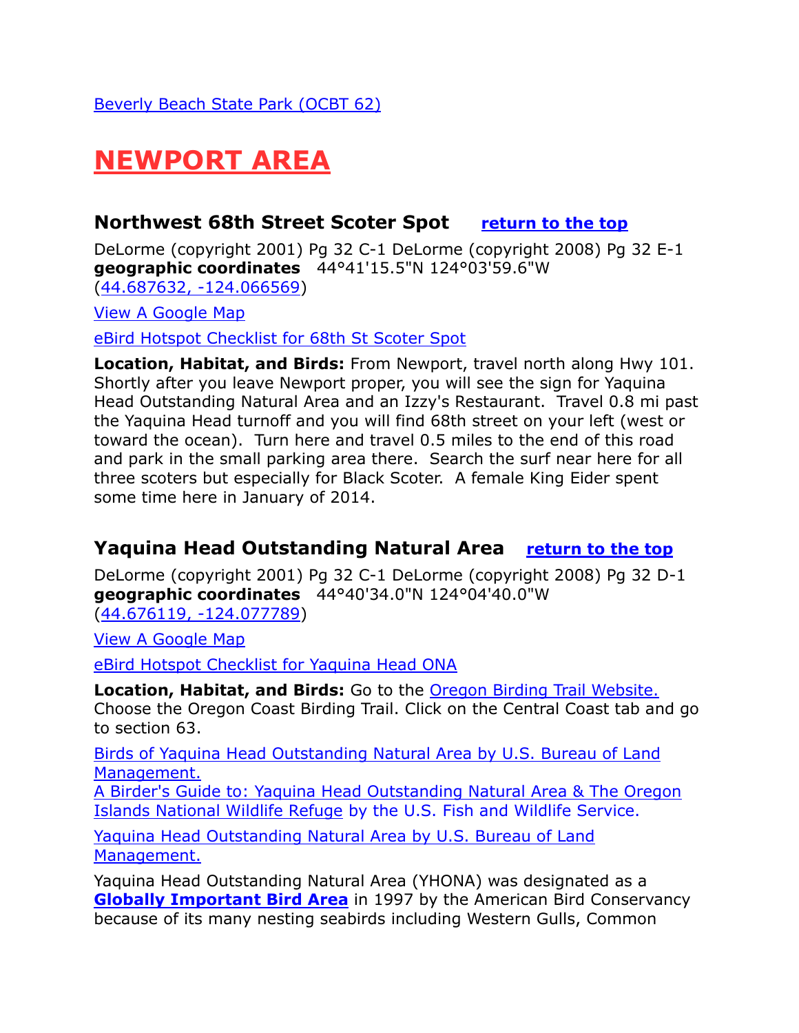Beverly Beach State Park (OCBT 62)

# NEWPORT AREA

### Northwest 68th Street Scoter Spot return to the top

DeLorme (copyright 2001) Pg 32 C-1 DeLorme (copyright 2008) Pg 32 E-1
**geographic coordinates** 44°41'15.5"N 124°03'59.6"W
(44.687632, -124.066569)

View A Google Map

eBird Hotspot Checklist for 68th St Scoter Spot

**Location, Habitat, and Birds:** From Newport, travel north along Hwy 101. Shortly after you leave Newport proper, you will see the sign for Yaquina Head Outstanding Natural Area and an Izzy's Restaurant. Travel 0.8 mi past the Yaquina Head turnoff and you will find 68th street on your left (west or toward the ocean). Turn here and travel 0.5 miles to the end of this road and park in the small parking area there. Search the surf near here for all three scoters but especially for Black Scoter. A female King Eider spent some time here in January of 2014.

### Yaquina Head Outstanding Natural Area return to the top

DeLorme (copyright 2001) Pg 32 C-1 DeLorme (copyright 2008) Pg 32 D-1
**geographic coordinates** 44°40'34.0"N 124°04'40.0"W
(44.676119, -124.077789)

View A Google Map

eBird Hotspot Checklist for Yaquina Head ONA

**Location, Habitat, and Birds:** Go to the Oregon Birding Trail Website. Choose the Oregon Coast Birding Trail. Click on the Central Coast tab and go to section 63.

Birds of Yaquina Head Outstanding Natural Area by U.S. Bureau of Land Management.
A Birder's Guide to: Yaquina Head Outstanding Natural Area & The Oregon Islands National Wildlife Refuge by the U.S. Fish and Wildlife Service.

Yaquina Head Outstanding Natural Area by U.S. Bureau of Land Management.

Yaquina Head Outstanding Natural Area (YHONA) was designated as a **Globally Important Bird Area** in 1997 by the American Bird Conservancy because of its many nesting seabirds including Western Gulls, Common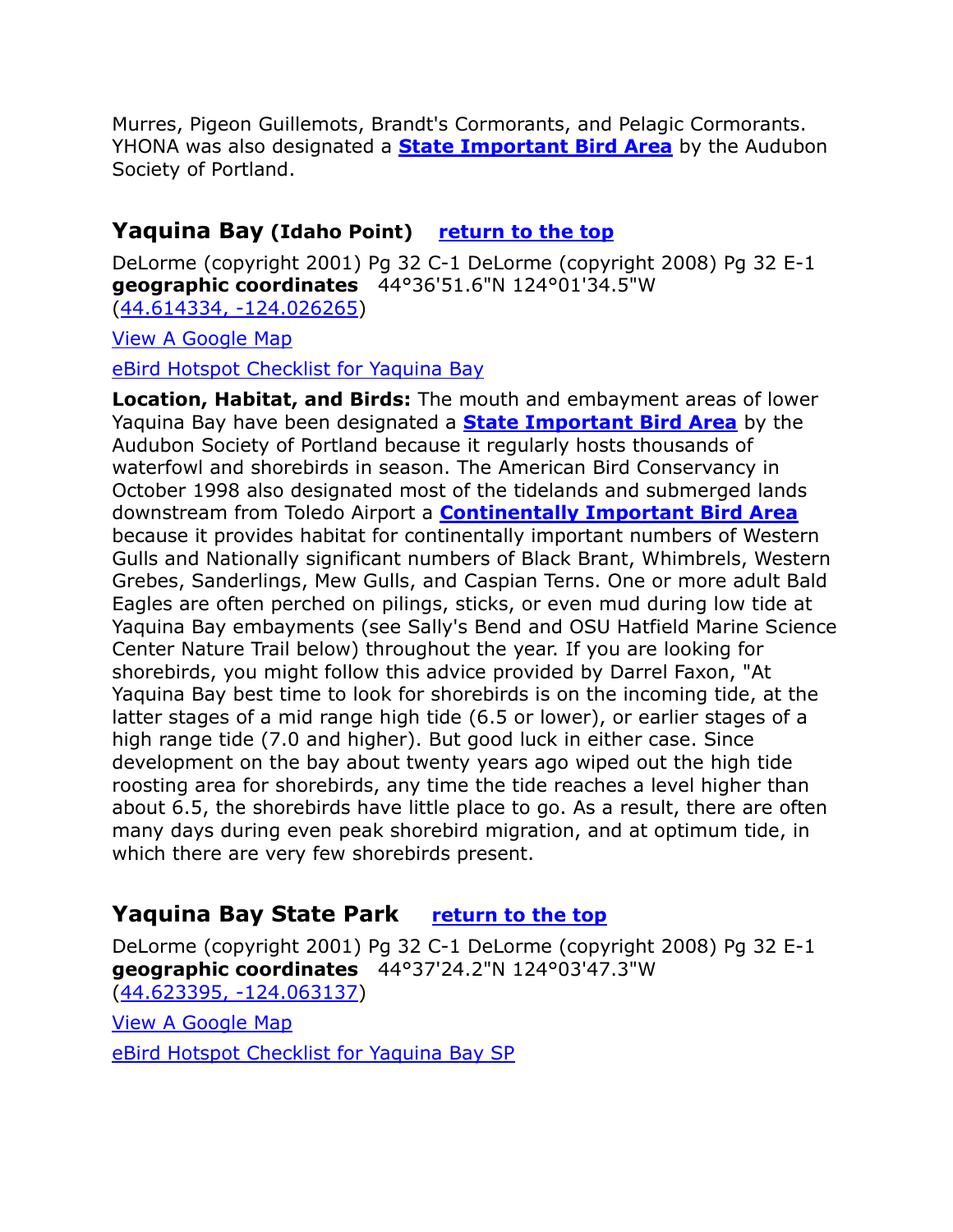Murres, Pigeon Guillemots, Brandt's Cormorants, and Pelagic Cormorants. YHONA was also designated a **State Important Bird Area** by the Audubon Society of Portland.

## Yaquina Bay (Idaho Point) return to the top

DeLorme (copyright 2001) Pg 32 C-1 DeLorme (copyright 2008) Pg 32 E-1
**geographic coordinates** 44°36'51.6"N 124°01'34.5"W
(44.614334, -124.026265)

View A Google Map

eBird Hotspot Checklist for Yaquina Bay

**Location, Habitat, and Birds:** The mouth and embayment areas of lower Yaquina Bay have been designated a **State Important Bird Area** by the Audubon Society of Portland because it regularly hosts thousands of waterfowl and shorebirds in season. The American Bird Conservancy in October 1998 also designated most of the tidelands and submerged lands downstream from Toledo Airport a **Continentally Important Bird Area** because it provides habitat for continentally important numbers of Western Gulls and Nationally significant numbers of Black Brant, Whimbrels, Western Grebes, Sanderlings, Mew Gulls, and Caspian Terns. One or more adult Bald Eagles are often perched on pilings, sticks, or even mud during low tide at Yaquina Bay embayments (see Sally's Bend and OSU Hatfield Marine Science Center Nature Trail below) throughout the year. If you are looking for shorebirds, you might follow this advice provided by Darrel Faxon, "At Yaquina Bay best time to look for shorebirds is on the incoming tide, at the latter stages of a mid range high tide (6.5 or lower), or earlier stages of a high range tide (7.0 and higher). But good luck in either case. Since development on the bay about twenty years ago wiped out the high tide roosting area for shorebirds, any time the tide reaches a level higher than about 6.5, the shorebirds have little place to go. As a result, there are often many days during even peak shorebird migration, and at optimum tide, in which there are very few shorebirds present.

## Yaquina Bay State Park return to the top

DeLorme (copyright 2001) Pg 32 C-1 DeLorme (copyright 2008) Pg 32 E-1
**geographic coordinates** 44°37'24.2"N 124°03'47.3"W
(44.623395, -124.063137)

View A Google Map

eBird Hotspot Checklist for Yaquina Bay SP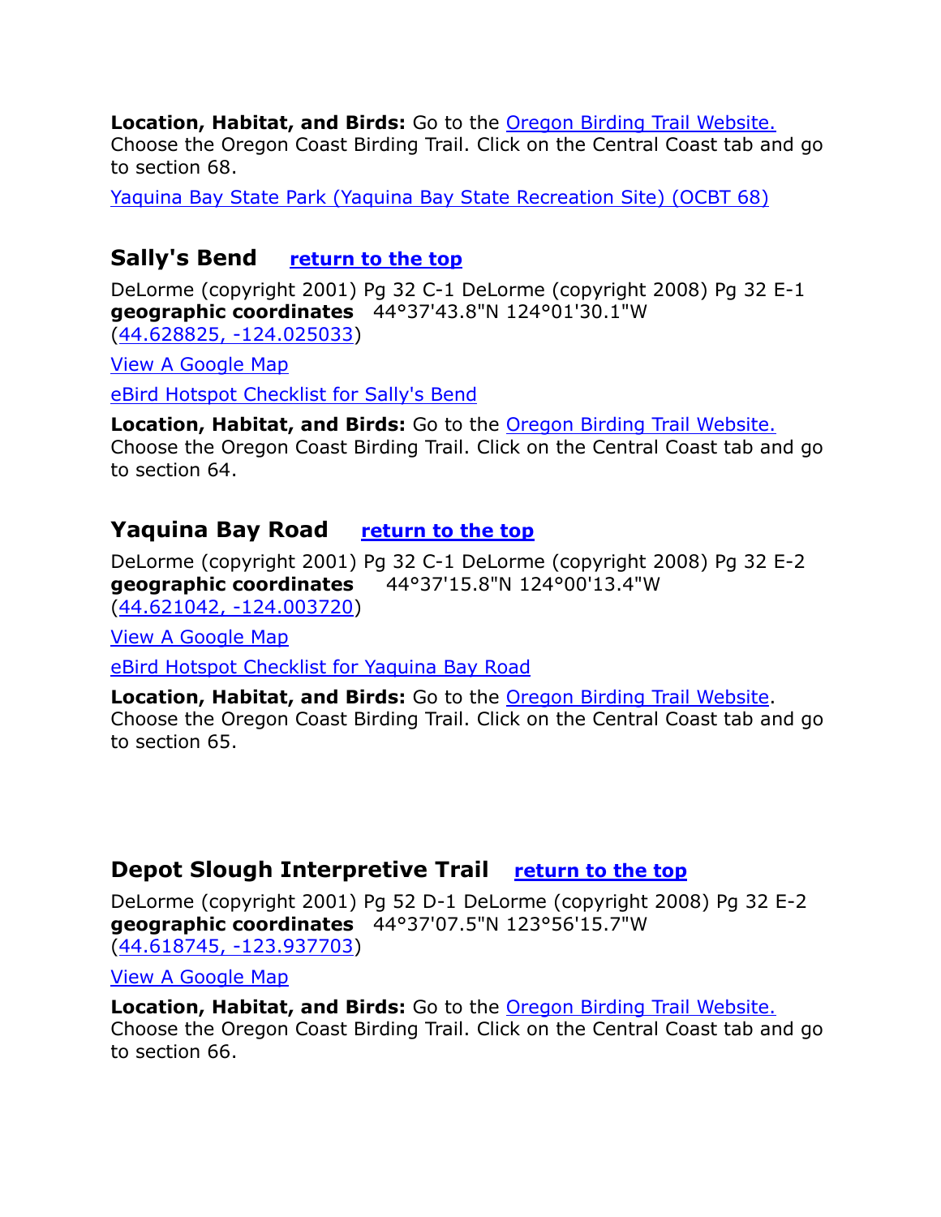**Location, Habitat, and Birds:** Go to the [Oregon Birding Trail Website.](#) Choose the Oregon Coast Birding Trail. Click on the Central Coast tab and go to section 68.

[Yaquina Bay State Park (Yaquina Bay State Recreation Site) (OCBT 68)](#)

## Sally's Bend [return to the top](#)

DeLorme (copyright 2001) Pg 32 C-1 DeLorme (copyright 2008) Pg 32 E-1
**geographic coordinates** 44°37'43.8"N 124°01'30.1"W
([44.628825, -124.025033](#))

[View A Google Map](#)

[eBird Hotspot Checklist for Sally's Bend](#)

**Location, Habitat, and Birds:** Go to the [Oregon Birding Trail Website.](#) Choose the Oregon Coast Birding Trail. Click on the Central Coast tab and go to section 64.

## Yaquina Bay Road [return to the top](#)

DeLorme (copyright 2001) Pg 32 C-1 DeLorme (copyright 2008) Pg 32 E-2
**geographic coordinates** 44°37'15.8"N 124°00'13.4"W
([44.621042, -124.003720](#))

[View A Google Map](#)

[eBird Hotspot Checklist for Yaquina Bay Road](#)

**Location, Habitat, and Birds:** Go to the [Oregon Birding Trail Website](#). Choose the Oregon Coast Birding Trail. Click on the Central Coast tab and go to section 65.

## Depot Slough Interpretive Trail [return to the top](#)

DeLorme (copyright 2001) Pg 52 D-1 DeLorme (copyright 2008) Pg 32 E-2
**geographic coordinates** 44°37'07.5"N 123°56'15.7"W
([44.618745, -123.937703](#))

[View A Google Map](#)

**Location, Habitat, and Birds:** Go to the [Oregon Birding Trail Website.](#) Choose the Oregon Coast Birding Trail. Click on the Central Coast tab and go to section 66.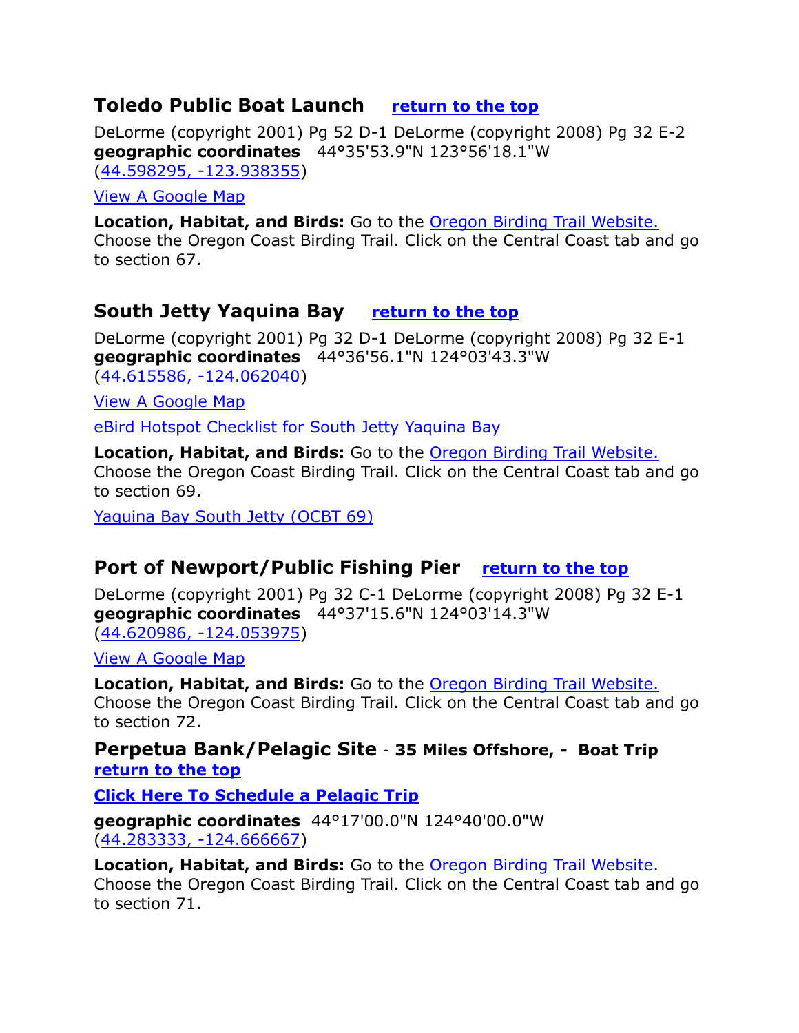## Toledo Public Boat Launch [return to the top]

DeLorme (copyright 2001) Pg 52 D-1 DeLorme (copyright 2008) Pg 32 E-2
**geographic coordinates** 44°35'53.9"N 123°56'18.1"W
(44.598295, -123.938355)

View A Google Map

**Location, Habitat, and Birds:** Go to the Oregon Birding Trail Website. Choose the Oregon Coast Birding Trail. Click on the Central Coast tab and go to section 67.

## South Jetty Yaquina Bay [return to the top]

DeLorme (copyright 2001) Pg 32 D-1 DeLorme (copyright 2008) Pg 32 E-1
**geographic coordinates** 44°36'56.1"N 124°03'43.3"W
(44.615586, -124.062040)

View A Google Map

eBird Hotspot Checklist for South Jetty Yaquina Bay

**Location, Habitat, and Birds:** Go to the Oregon Birding Trail Website. Choose the Oregon Coast Birding Trail. Click on the Central Coast tab and go to section 69.

Yaquina Bay South Jetty (OCBT 69)

## Port of Newport/Public Fishing Pier [return to the top]

DeLorme (copyright 2001) Pg 32 C-1 DeLorme (copyright 2008) Pg 32 E-1
**geographic coordinates** 44°37'15.6"N 124°03'14.3"W
(44.620986, -124.053975)

View A Google Map

**Location, Habitat, and Birds:** Go to the Oregon Birding Trail Website. Choose the Oregon Coast Birding Trail. Click on the Central Coast tab and go to section 72.

## Perpetua Bank/Pelagic Site - 35 Miles Offshore, - Boat Trip [return to the top]

**Click Here To Schedule a Pelagic Trip**

**geographic coordinates** 44°17'00.0"N 124°40'00.0"W
(44.283333, -124.666667)

**Location, Habitat, and Birds:** Go to the Oregon Birding Trail Website. Choose the Oregon Coast Birding Trail. Click on the Central Coast tab and go to section 71.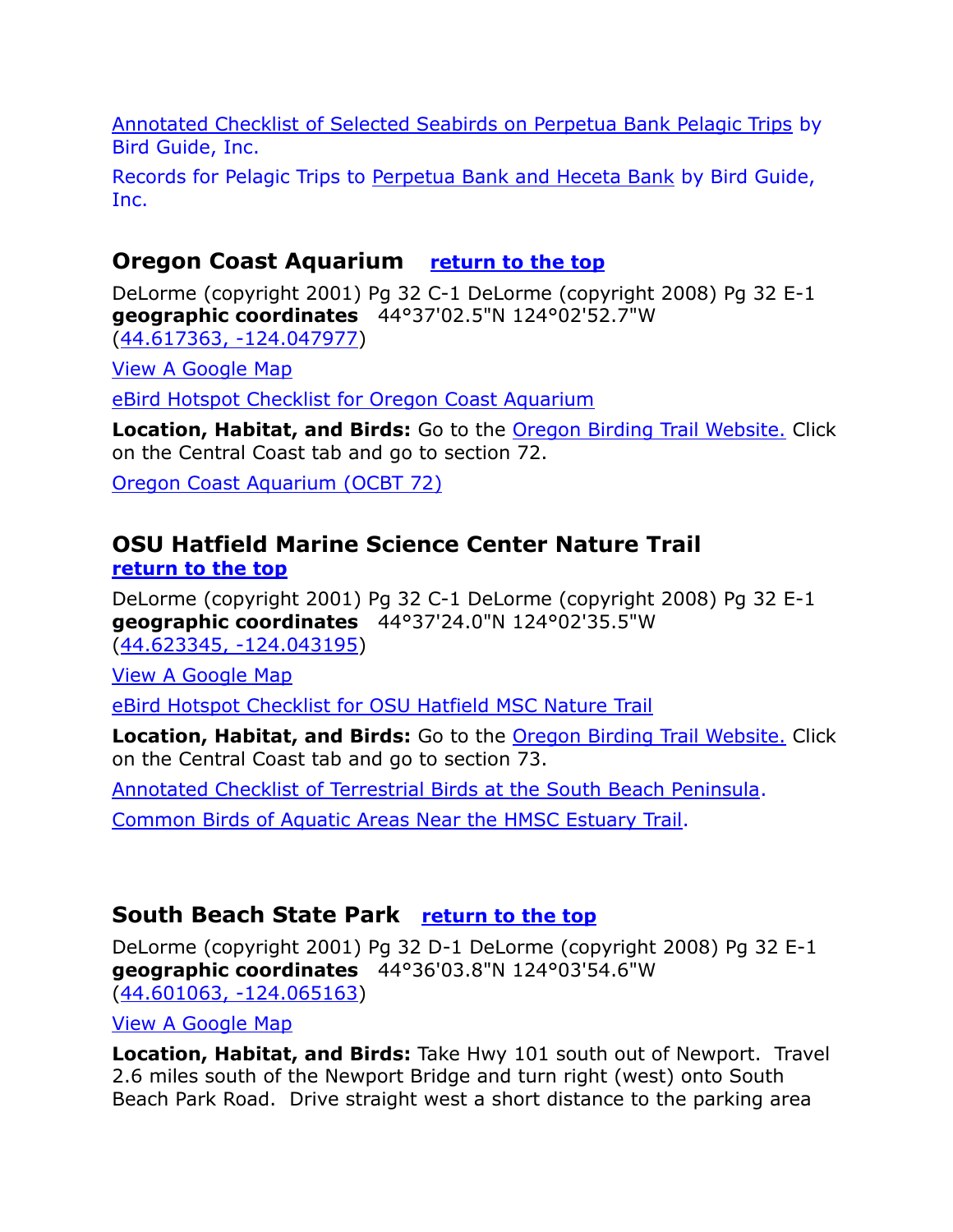Annotated Checklist of Selected Seabirds on Perpetua Bank Pelagic Trips by Bird Guide, Inc.

Records for Pelagic Trips to Perpetua Bank and Heceta Bank by Bird Guide, Inc.

## Oregon Coast Aquarium **return to the top**

DeLorme (copyright 2001) Pg 32 C-1 DeLorme (copyright 2008) Pg 32 E-1
**geographic coordinates** 44°37'02.5"N 124°02'52.7"W
(44.617363, -124.047977)

View A Google Map

eBird Hotspot Checklist for Oregon Coast Aquarium

**Location, Habitat, and Birds:** Go to the Oregon Birding Trail Website. Click on the Central Coast tab and go to section 72.

Oregon Coast Aquarium (OCBT 72)

## OSU Hatfield Marine Science Center Nature Trail **return to the top**

DeLorme (copyright 2001) Pg 32 C-1 DeLorme (copyright 2008) Pg 32 E-1
**geographic coordinates** 44°37'24.0"N 124°02'35.5"W
(44.623345, -124.043195)

View A Google Map

eBird Hotspot Checklist for OSU Hatfield MSC Nature Trail

**Location, Habitat, and Birds:** Go to the Oregon Birding Trail Website. Click on the Central Coast tab and go to section 73.

Annotated Checklist of Terrestrial Birds at the South Beach Peninsula.

Common Birds of Aquatic Areas Near the HMSC Estuary Trail.

## South Beach State Park **return to the top**

DeLorme (copyright 2001) Pg 32 D-1 DeLorme (copyright 2008) Pg 32 E-1
**geographic coordinates** 44°36'03.8"N 124°03'54.6"W
(44.601063, -124.065163)

View A Google Map

**Location, Habitat, and Birds:** Take Hwy 101 south out of Newport. Travel 2.6 miles south of the Newport Bridge and turn right (west) onto South Beach Park Road. Drive straight west a short distance to the parking area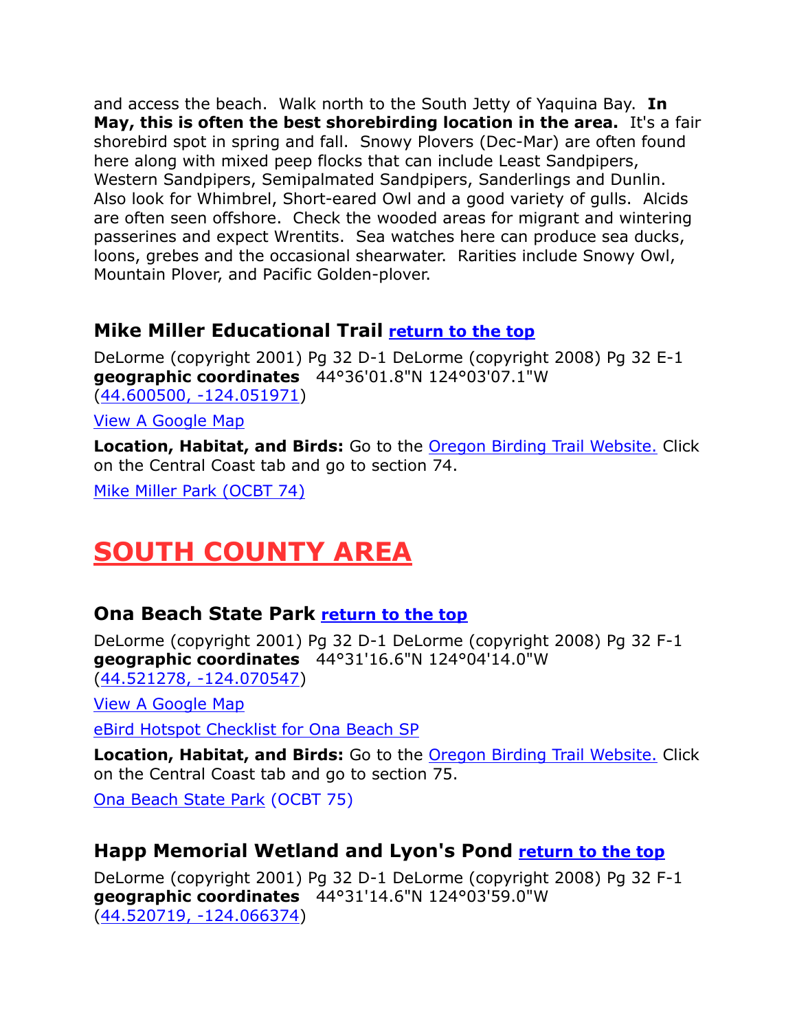and access the beach. Walk north to the South Jetty of Yaquina Bay. **In May, this is often the best shorebirding location in the area.** It's a fair shorebird spot in spring and fall. Snowy Plovers (Dec-Mar) are often found here along with mixed peep flocks that can include Least Sandpipers, Western Sandpipers, Semipalmated Sandpipers, Sanderlings and Dunlin. Also look for Whimbrel, Short-eared Owl and a good variety of gulls. Alcids are often seen offshore. Check the wooded areas for migrant and wintering passerines and expect Wrentits. Sea watches here can produce sea ducks, loons, grebes and the occasional shearwater. Rarities include Snowy Owl, Mountain Plover, and Pacific Golden-plover.

### Mike Miller Educational Trail **return to the top**

DeLorme (copyright 2001) Pg 32 D-1 DeLorme (copyright 2008) Pg 32 E-1
**geographic coordinates** 44°36'01.8"N 124°03'07.1"W
(44.600500, -124.051971)

View A Google Map

**Location, Habitat, and Birds:** Go to the Oregon Birding Trail Website. Click on the Central Coast tab and go to section 74.

Mike Miller Park (OCBT 74)

## SOUTH COUNTY AREA

### Ona Beach State Park **return to the top**

DeLorme (copyright 2001) Pg 32 D-1 DeLorme (copyright 2008) Pg 32 F-1
**geographic coordinates** 44°31'16.6"N 124°04'14.0"W
(44.521278, -124.070547)

View A Google Map

eBird Hotspot Checklist for Ona Beach SP

**Location, Habitat, and Birds:** Go to the Oregon Birding Trail Website. Click on the Central Coast tab and go to section 75.

Ona Beach State Park (OCBT 75)

### Happ Memorial Wetland and Lyon's Pond **return to the top**

DeLorme (copyright 2001) Pg 32 D-1 DeLorme (copyright 2008) Pg 32 F-1
**geographic coordinates** 44°31'14.6"N 124°03'59.0"W
(44.520719, -124.066374)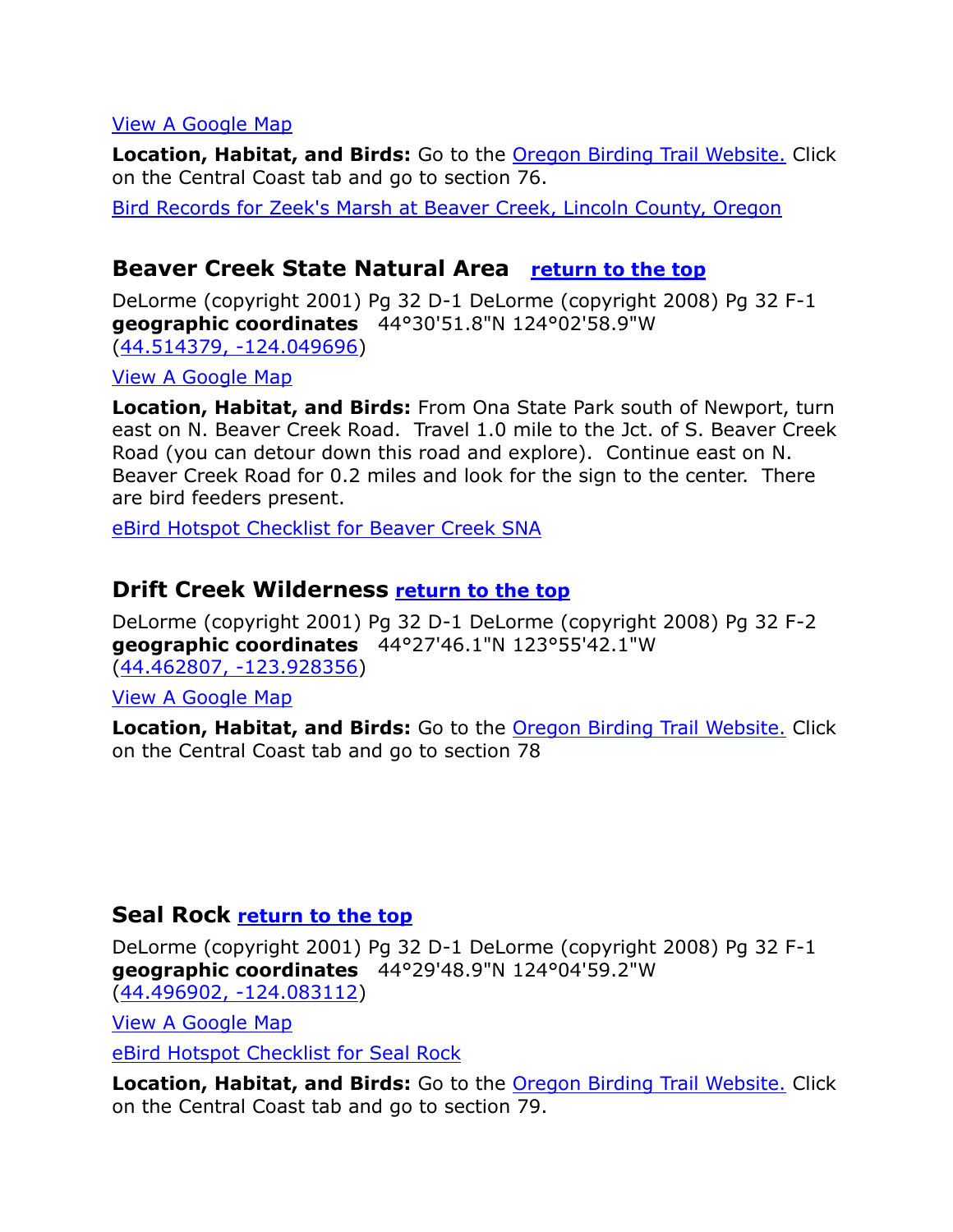View A Google Map

**Location, Habitat, and Birds:** Go to the Oregon Birding Trail Website. Click on the Central Coast tab and go to section 76.

Bird Records for Zeek's Marsh at Beaver Creek, Lincoln County, Oregon

## Beaver Creek State Natural Area return to the top

DeLorme (copyright 2001) Pg 32 D-1 DeLorme (copyright 2008) Pg 32 F-1
**geographic coordinates** 44°30'51.8"N 124°02'58.9"W
(44.514379, -124.049696)

View A Google Map

**Location, Habitat, and Birds:** From Ona State Park south of Newport, turn east on N. Beaver Creek Road. Travel 1.0 mile to the Jct. of S. Beaver Creek Road (you can detour down this road and explore). Continue east on N. Beaver Creek Road for 0.2 miles and look for the sign to the center. There are bird feeders present.

eBird Hotspot Checklist for Beaver Creek SNA

## Drift Creek Wilderness return to the top

DeLorme (copyright 2001) Pg 32 D-1 DeLorme (copyright 2008) Pg 32 F-2
**geographic coordinates** 44°27'46.1"N 123°55'42.1"W
(44.462807, -123.928356)

View A Google Map

**Location, Habitat, and Birds:** Go to the Oregon Birding Trail Website. Click on the Central Coast tab and go to section 78

## Seal Rock return to the top

DeLorme (copyright 2001) Pg 32 D-1 DeLorme (copyright 2008) Pg 32 F-1
**geographic coordinates** 44°29'48.9"N 124°04'59.2"W
(44.496902, -124.083112)

View A Google Map

eBird Hotspot Checklist for Seal Rock

**Location, Habitat, and Birds:** Go to the Oregon Birding Trail Website. Click on the Central Coast tab and go to section 79.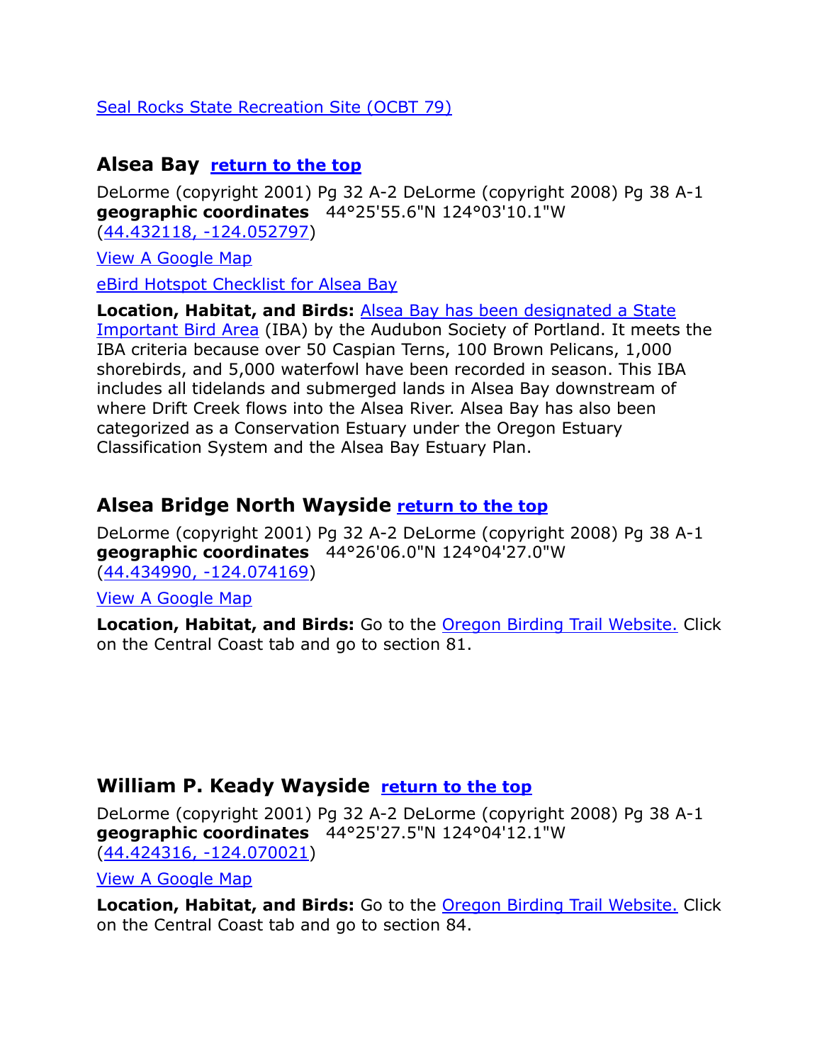Seal Rocks State Recreation Site (OCBT 79)

## Alsea Bay return to the top

DeLorme (copyright 2001) Pg 32 A-2 DeLorme (copyright 2008) Pg 38 A-1
**geographic coordinates** 44°25'55.6"N 124°03'10.1"W
(44.432118, -124.052797)

View A Google Map

eBird Hotspot Checklist for Alsea Bay

**Location, Habitat, and Birds:** Alsea Bay has been designated a State Important Bird Area (IBA) by the Audubon Society of Portland. It meets the IBA criteria because over 50 Caspian Terns, 100 Brown Pelicans, 1,000 shorebirds, and 5,000 waterfowl have been recorded in season. This IBA includes all tidelands and submerged lands in Alsea Bay downstream of where Drift Creek flows into the Alsea River. Alsea Bay has also been categorized as a Conservation Estuary under the Oregon Estuary Classification System and the Alsea Bay Estuary Plan.

## Alsea Bridge North Wayside return to the top

DeLorme (copyright 2001) Pg 32 A-2 DeLorme (copyright 2008) Pg 38 A-1
**geographic coordinates** 44°26'06.0"N 124°04'27.0"W
(44.434990, -124.074169)

View A Google Map

**Location, Habitat, and Birds:** Go to the Oregon Birding Trail Website. Click on the Central Coast tab and go to section 81.

## William P. Keady Wayside return to the top

DeLorme (copyright 2001) Pg 32 A-2 DeLorme (copyright 2008) Pg 38 A-1
**geographic coordinates** 44°25'27.5"N 124°04'12.1"W
(44.424316, -124.070021)

View A Google Map

**Location, Habitat, and Birds:** Go to the Oregon Birding Trail Website. Click on the Central Coast tab and go to section 84.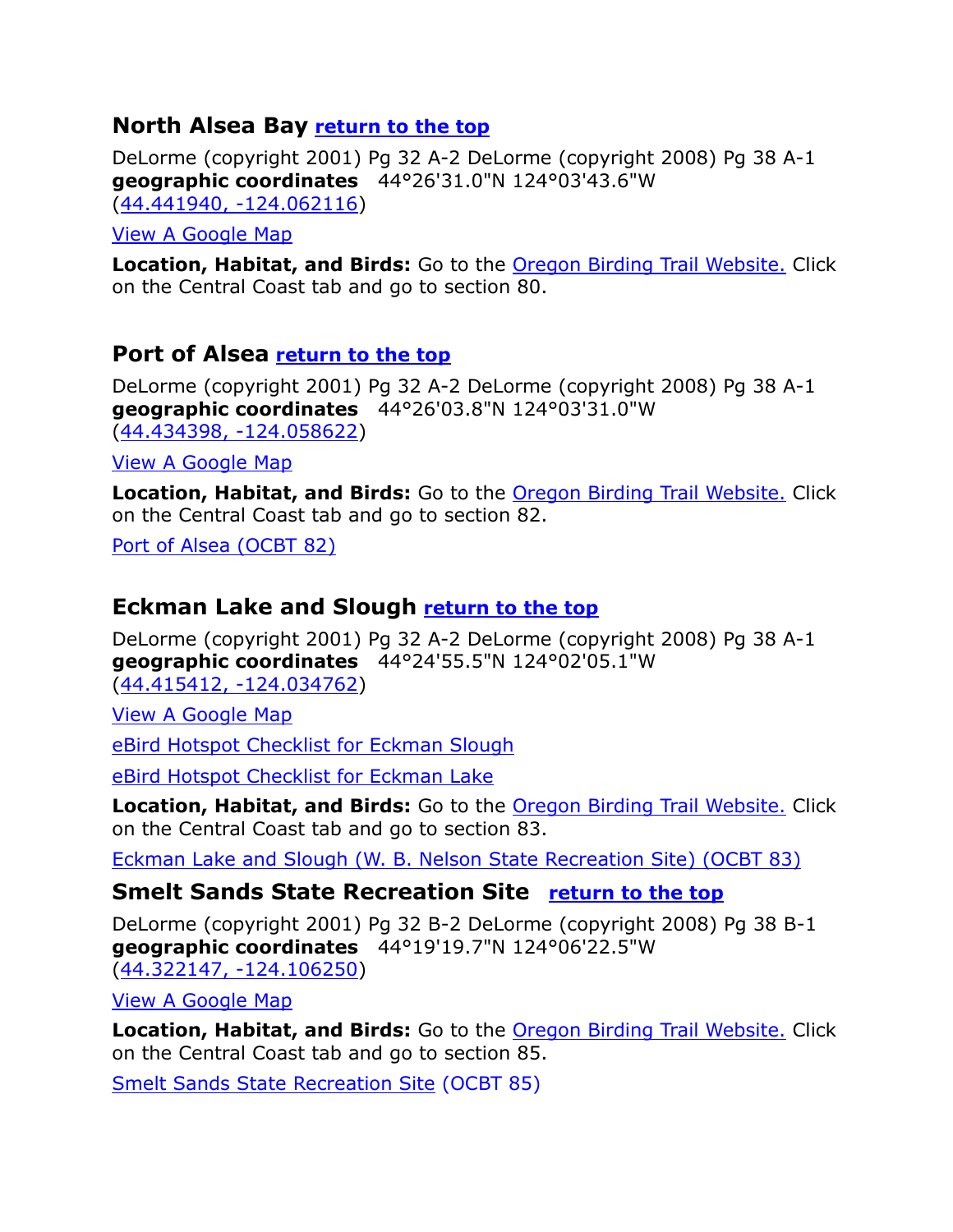## North Alsea Bay **return to the top**

DeLorme (copyright 2001) Pg 32 A-2 DeLorme (copyright 2008) Pg 38 A-1
**geographic coordinates** 44°26'31.0"N 124°03'43.6"W
(44.441940, -124.062116)

View A Google Map

**Location, Habitat, and Birds:** Go to the Oregon Birding Trail Website. Click on the Central Coast tab and go to section 80.

## Port of Alsea **return to the top**

DeLorme (copyright 2001) Pg 32 A-2 DeLorme (copyright 2008) Pg 38 A-1
**geographic coordinates** 44°26'03.8"N 124°03'31.0"W
(44.434398, -124.058622)

View A Google Map

**Location, Habitat, and Birds:** Go to the Oregon Birding Trail Website. Click on the Central Coast tab and go to section 82.

Port of Alsea (OCBT 82)

## Eckman Lake and Slough **return to the top**

DeLorme (copyright 2001) Pg 32 A-2 DeLorme (copyright 2008) Pg 38 A-1
**geographic coordinates** 44°24'55.5"N 124°02'05.1"W
(44.415412, -124.034762)

View A Google Map

eBird Hotspot Checklist for Eckman Slough

eBird Hotspot Checklist for Eckman Lake

**Location, Habitat, and Birds:** Go to the Oregon Birding Trail Website. Click on the Central Coast tab and go to section 83.

Eckman Lake and Slough (W. B. Nelson State Recreation Site) (OCBT 83)

## Smelt Sands State Recreation Site **return to the top**

DeLorme (copyright 2001) Pg 32 B-2 DeLorme (copyright 2008) Pg 38 B-1
**geographic coordinates** 44°19'19.7"N 124°06'22.5"W
(44.322147, -124.106250)

View A Google Map

**Location, Habitat, and Birds:** Go to the Oregon Birding Trail Website. Click on the Central Coast tab and go to section 85.

Smelt Sands State Recreation Site (OCBT 85)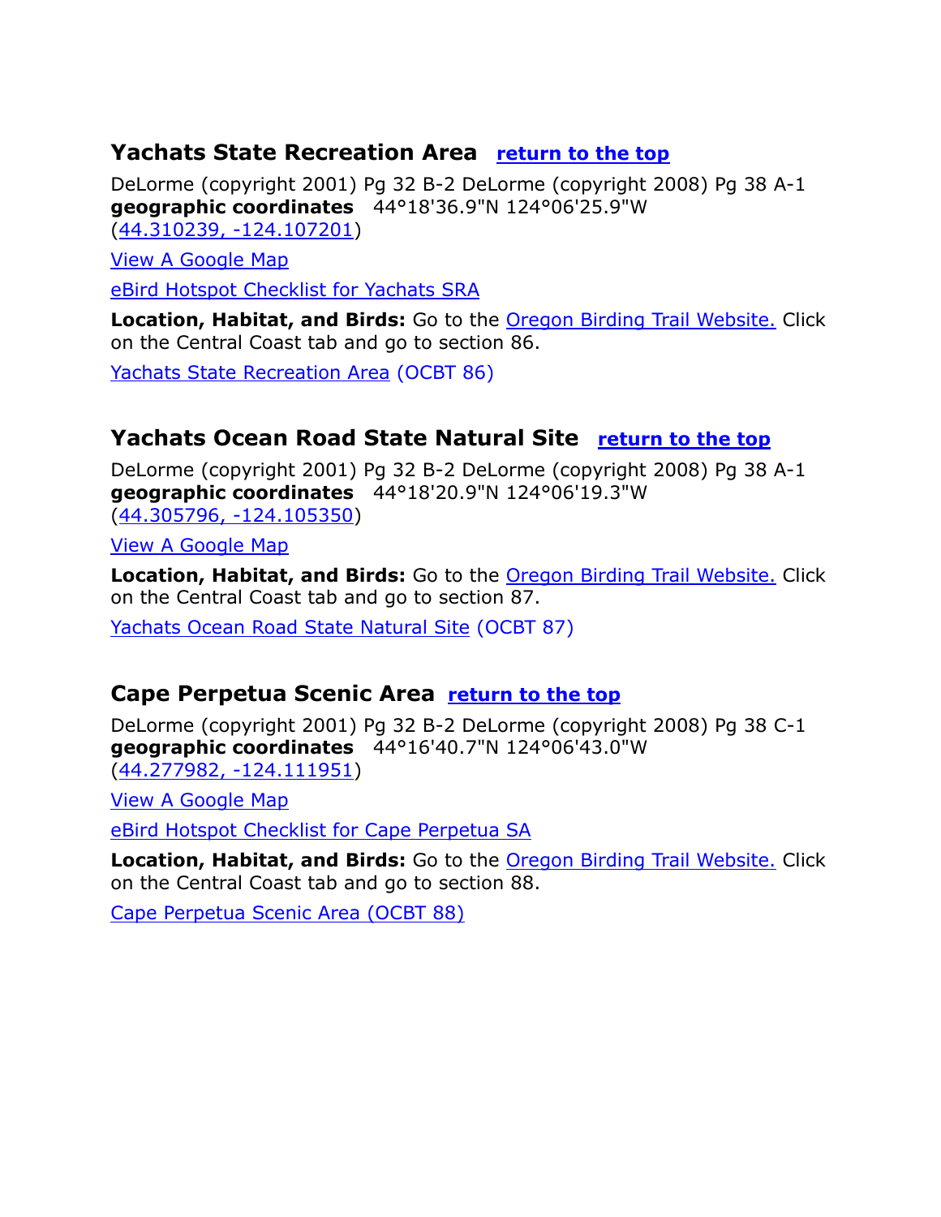## Yachats State Recreation Area return to the top

DeLorme (copyright 2001) Pg 32 B-2 DeLorme (copyright 2008) Pg 38 A-1
**geographic coordinates** 44°18'36.9"N 124°06'25.9"W
(44.310239, -124.107201)

View A Google Map

eBird Hotspot Checklist for Yachats SRA

**Location, Habitat, and Birds:** Go to the Oregon Birding Trail Website. Click on the Central Coast tab and go to section 86.

Yachats State Recreation Area (OCBT 86)

## Yachats Ocean Road State Natural Site return to the top

DeLorme (copyright 2001) Pg 32 B-2 DeLorme (copyright 2008) Pg 38 A-1
**geographic coordinates** 44°18'20.9"N 124°06'19.3"W
(44.305796, -124.105350)

View A Google Map

**Location, Habitat, and Birds:** Go to the Oregon Birding Trail Website. Click on the Central Coast tab and go to section 87.

Yachats Ocean Road State Natural Site (OCBT 87)

## Cape Perpetua Scenic Area return to the top

DeLorme (copyright 2001) Pg 32 B-2 DeLorme (copyright 2008) Pg 38 C-1
**geographic coordinates** 44°16'40.7"N 124°06'43.0"W
(44.277982, -124.111951)

View A Google Map

eBird Hotspot Checklist for Cape Perpetua SA

**Location, Habitat, and Birds:** Go to the Oregon Birding Trail Website. Click on the Central Coast tab and go to section 88.

Cape Perpetua Scenic Area (OCBT 88)